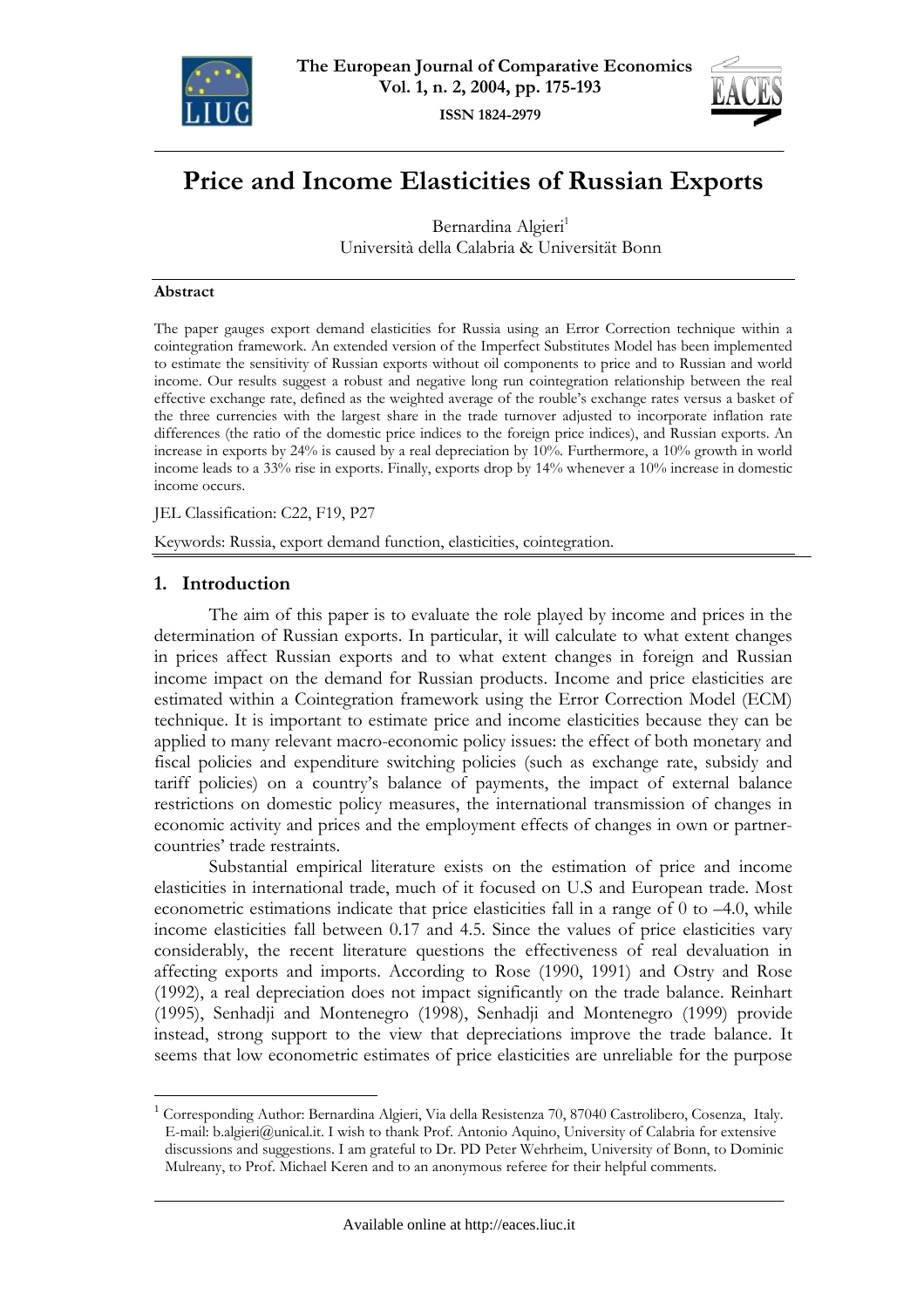# Price and Income Elasticities of Russian Exports

Bernardina Algieri[1]
Università della Calabria & Universität Bonn

#### Abstract

The paper gauges export demand elasticities for Russia using an Error Correction technique within a cointegration framework. An extended version of the Imperfect Substitutes Model has been implemented to estimate the sensitivity of Russian exports without oil components to price and to Russian and world income. Our results suggest a robust and negative long run cointegration relationship between the real effective exchange rate, defined as the weighted average of the rouble's exchange rates versus a basket of the three currencies with the largest share in the trade turnover adjusted to incorporate inflation rate differences (the ratio of the domestic price indices to the foreign price indices), and Russian exports. An increase in exports by 24% is caused by a real depreciation by 10%. Furthermore, a 10% growth in world income leads to a 33% rise in exports. Finally, exports drop by 14% whenever a 10% increase in domestic income occurs.

JEL Classification: C22, F19, P27

Keywords: Russia, export demand function, elasticities, cointegration.

## 1. Introduction

The aim of this paper is to evaluate the role played by income and prices in the determination of Russian exports. In particular, it will calculate to what extent changes in prices affect Russian exports and to what extent changes in foreign and Russian income impact on the demand for Russian products. Income and price elasticities are estimated within a Cointegration framework using the Error Correction Model (ECM) technique. It is important to estimate price and income elasticities because they can be applied to many relevant macro-economic policy issues: the effect of both monetary and fiscal policies and expenditure switching policies (such as exchange rate, subsidy and tariff policies) on a country's balance of payments, the impact of external balance restrictions on domestic policy measures, the international transmission of changes in economic activity and prices and the employment effects of changes in own or partner-countries' trade restraints.

Substantial empirical literature exists on the estimation of price and income elasticities in international trade, much of it focused on U.S and European trade. Most econometric estimations indicate that price elasticities fall in a range of 0 to –4.0, while income elasticities fall between 0.17 and 4.5. Since the values of price elasticities vary considerably, the recent literature questions the effectiveness of real devaluation in affecting exports and imports. According to Rose (1990, 1991) and Ostry and Rose (1992), a real depreciation does not impact significantly on the trade balance. Reinhart (1995), Senhadji and Montenegro (1998), Senhadji and Montenegro (1999) provide instead, strong support to the view that depreciations improve the trade balance. It seems that low econometric estimates of price elasticities are unreliable for the purpose

[1] Corresponding Author: Bernardina Algieri, Via della Resistenza 70, 87040 Castrolibero, Cosenza, Italy. E-mail: b.algieri@unical.it. I wish to thank Prof. Antonio Aquino, University of Calabria for extensive discussions and suggestions. I am grateful to Dr. PD Peter Wehrheim, University of Bonn, to Dominic Mulreany, to Prof. Michael Keren and to an anonymous referee for their helpful comments.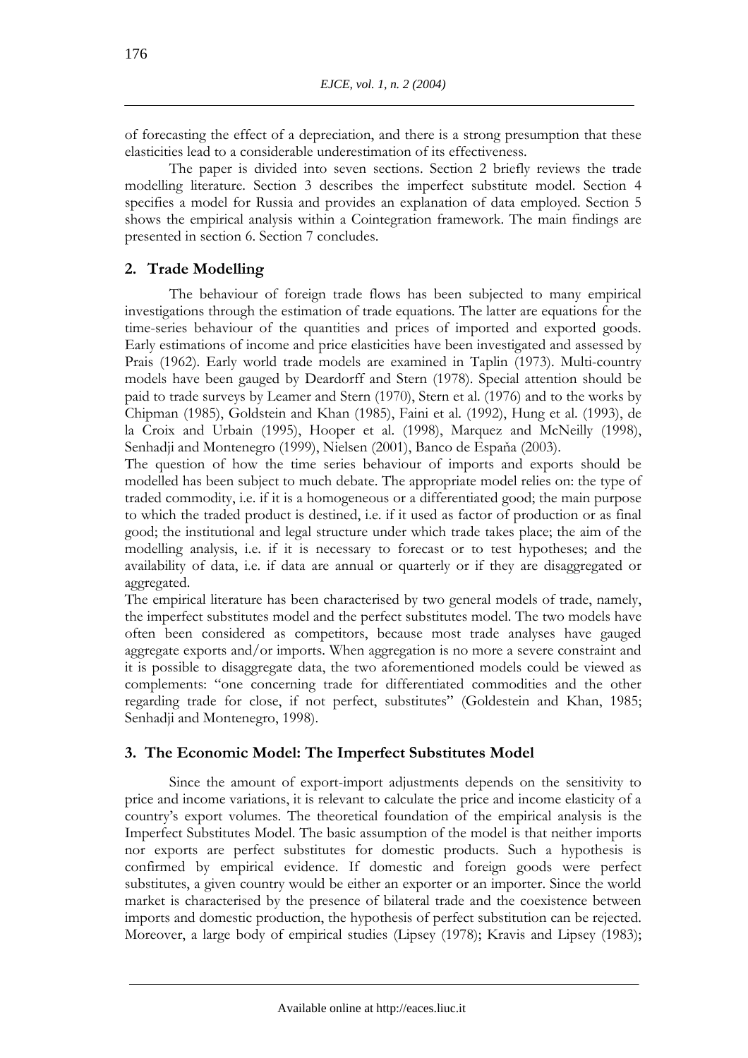of forecasting the effect of a depreciation, and there is a strong presumption that these elasticities lead to a considerable underestimation of its effectiveness.

The paper is divided into seven sections. Section 2 briefly reviews the trade modelling literature. Section 3 describes the imperfect substitute model. Section 4 specifies a model for Russia and provides an explanation of data employed. Section 5 shows the empirical analysis within a Cointegration framework. The main findings are presented in section 6. Section 7 concludes.

## 2. Trade Modelling

The behaviour of foreign trade flows has been subjected to many empirical investigations through the estimation of trade equations. The latter are equations for the time-series behaviour of the quantities and prices of imported and exported goods. Early estimations of income and price elasticities have been investigated and assessed by Prais (1962). Early world trade models are examined in Taplin (1973). Multi-country models have been gauged by Deardorff and Stern (1978). Special attention should be paid to trade surveys by Leamer and Stern (1970), Stern et al. (1976) and to the works by Chipman (1985), Goldstein and Khan (1985), Faini et al. (1992), Hung et al. (1993), de la Croix and Urbain (1995), Hooper et al. (1998), Marquez and McNeilly (1998), Senhadji and Montenegro (1999), Nielsen (2001), Banco de Espaňa (2003).

The question of how the time series behaviour of imports and exports should be modelled has been subject to much debate. The appropriate model relies on: the type of traded commodity, i.e. if it is a homogeneous or a differentiated good; the main purpose to which the traded product is destined, i.e. if it used as factor of production or as final good; the institutional and legal structure under which trade takes place; the aim of the modelling analysis, i.e. if it is necessary to forecast or to test hypotheses; and the availability of data, i.e. if data are annual or quarterly or if they are disaggregated or aggregated.

The empirical literature has been characterised by two general models of trade, namely, the imperfect substitutes model and the perfect substitutes model. The two models have often been considered as competitors, because most trade analyses have gauged aggregate exports and/or imports. When aggregation is no more a severe constraint and it is possible to disaggregate data, the two aforementioned models could be viewed as complements: "one concerning trade for differentiated commodities and the other regarding trade for close, if not perfect, substitutes" (Goldestein and Khan, 1985; Senhadji and Montenegro, 1998).

## 3. The Economic Model: The Imperfect Substitutes Model

Since the amount of export-import adjustments depends on the sensitivity to price and income variations, it is relevant to calculate the price and income elasticity of a country's export volumes. The theoretical foundation of the empirical analysis is the Imperfect Substitutes Model. The basic assumption of the model is that neither imports nor exports are perfect substitutes for domestic products. Such a hypothesis is confirmed by empirical evidence. If domestic and foreign goods were perfect substitutes, a given country would be either an exporter or an importer. Since the world market is characterised by the presence of bilateral trade and the coexistence between imports and domestic production, the hypothesis of perfect substitution can be rejected. Moreover, a large body of empirical studies (Lipsey (1978); Kravis and Lipsey (1983);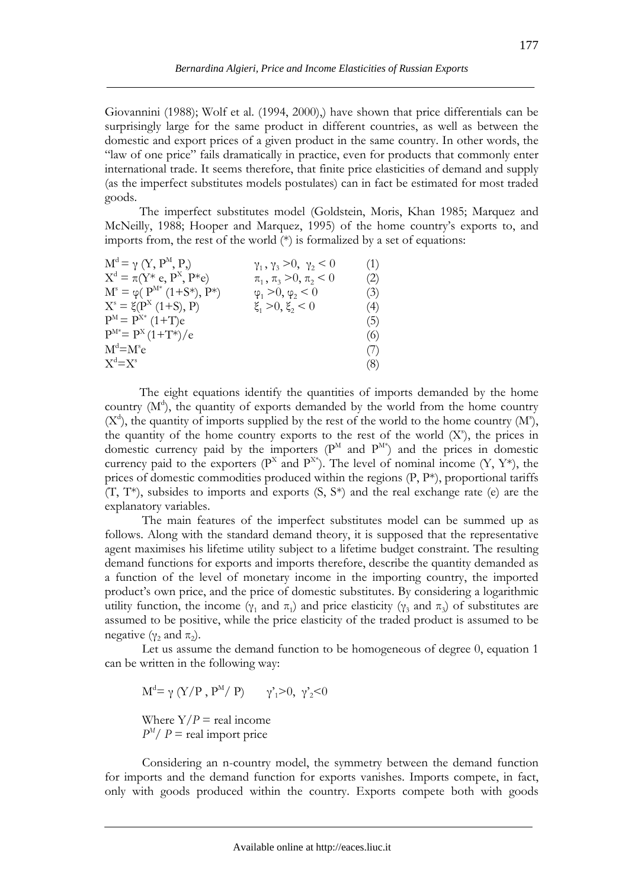Giovannini (1988); Wolf et al. (1994, 2000),) have shown that price differentials can be surprisingly large for the same product in different countries, as well as between the domestic and export prices of a given product in the same country. In other words, the "law of one price" fails dramatically in practice, even for products that commonly enter international trade. It seems therefore, that finite price elasticities of demand and supply (as the imperfect substitutes models postulates) can in fact be estimated for most traded goods.

The imperfect substitutes model (Goldstein, Moris, Khan 1985; Marquez and McNeilly, 1988; Hooper and Marquez, 1995) of the home country's exports to, and imports from, the rest of the world (*) is formalized by a set of equations:

$$M^d = \gamma\,(Y, P^M, P,) \qquad \gamma_1, \gamma_3 > 0,\ \gamma_2 < 0 \qquad (1)$$

$$X^d = \pi(Y^*\,e, P^X, P^*e) \qquad \pi_1, \pi_3 > 0, \pi_2 < 0 \qquad (2)$$

$$M^s = \varphi(\,P^{M^*}(1+S^*), P^*) \qquad \varphi_1 > 0, \varphi_2 < 0 \qquad (3)$$

$$X^s = \xi(P^X(1+S), P) \qquad \xi_1 > 0, \xi_2 < 0 \qquad (4)$$

$$P^M = P^{X^*}(1+T)e \qquad (5)$$

$$P^{M^*} = P^X(1+T^*)/e \qquad (6)$$

$$M^d = M^s e \qquad (7)$$

$$X^d = X^s \qquad (8)$$

The eight equations identify the quantities of imports demanded by the home country ($M^d$), the quantity of exports demanded by the world from the home country ($X^d$), the quantity of imports supplied by the rest of the world to the home country ($M^s$), the quantity of the home country exports to the rest of the world ($X^s$), the prices in domestic currency paid by the importers ($P^M$ and $P^{M^*}$) and the prices in domestic currency paid to the exporters ($P^X$ and $P^{X^*}$). The level of nominal income ($Y$, $Y^*$), the prices of domestic commodities produced within the regions ($P$, $P^*$), proportional tariffs ($T$, $T^*$), subsides to imports and exports ($S$, $S^*$) and the real exchange rate ($e$) are the explanatory variables.

The main features of the imperfect substitutes model can be summed up as follows. Along with the standard demand theory, it is supposed that the representative agent maximises his lifetime utility subject to a lifetime budget constraint. The resulting demand functions for exports and imports therefore, describe the quantity demanded as a function of the level of monetary income in the importing country, the imported product's own price, and the price of domestic substitutes. By considering a logarithmic utility function, the income ($\gamma_1$ and $\pi_1$) and price elasticity ($\gamma_3$ and $\pi_3$) of substitutes are assumed to be positive, while the price elasticity of the traded product is assumed to be negative ($\gamma_2$ and $\pi_2$).

Let us assume the demand function to be homogeneous of degree 0, equation 1 can be written in the following way:

$$M^d = \gamma\,(Y/P\,,\,P^M/\,P) \qquad \gamma'_1 > 0,\ \gamma'_2 < 0$$

Where $Y/P$ = real income
$P^M/\,P$ = real import price

Considering an n-country model, the symmetry between the demand function for imports and the demand function for exports vanishes. Imports compete, in fact, only with goods produced within the country. Exports compete both with goods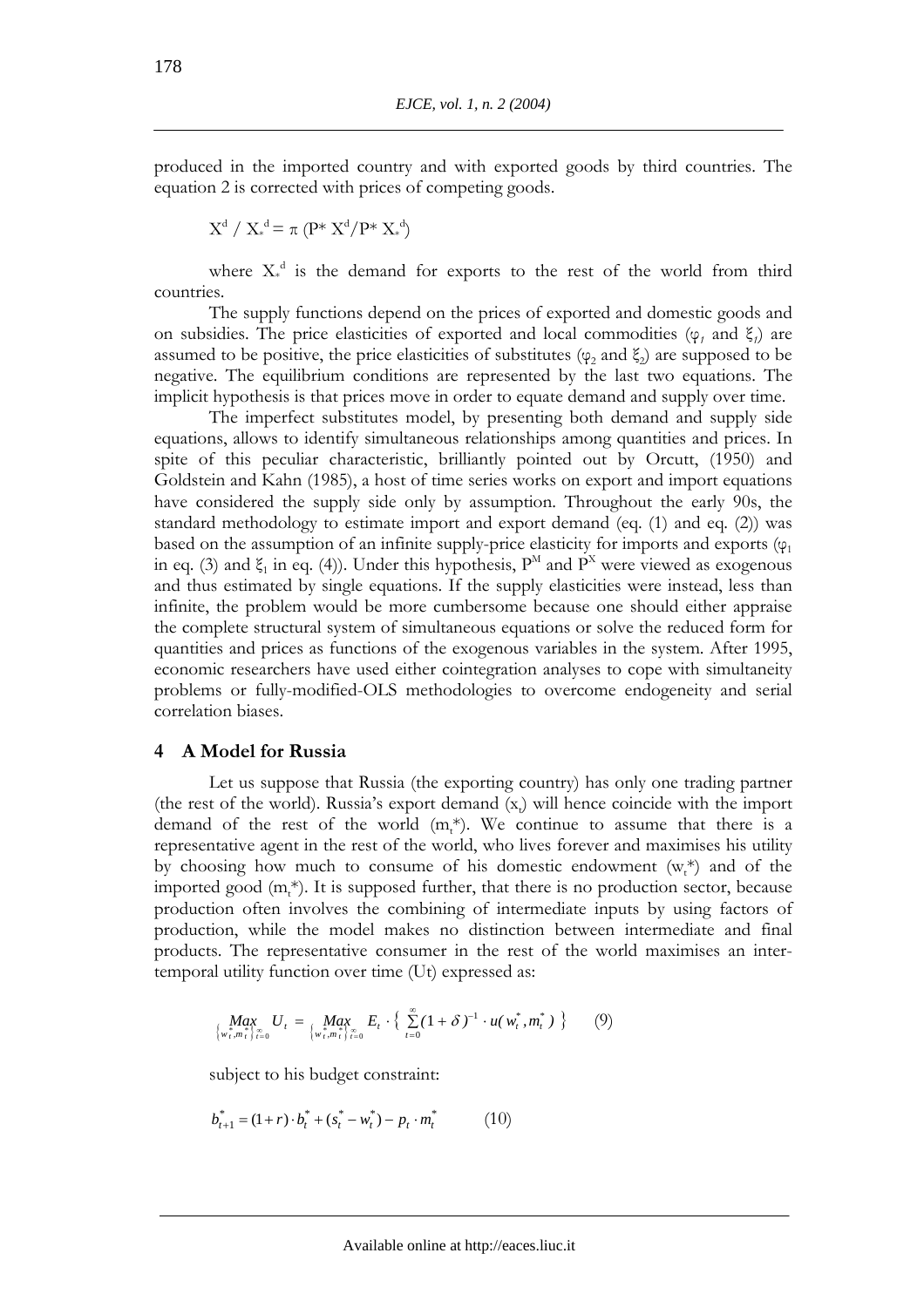produced in the imported country and with exported goods by third countries. The equation 2 is corrected with prices of competing goods.

$$X^d / X_*^d = \pi (P^* X^d / P^* X_*^d)$$

where $X_*^d$ is the demand for exports to the rest of the world from third countries.

The supply functions depend on the prices of exported and domestic goods and on subsidies. The price elasticities of exported and local commodities ($\varphi_1$ and $\xi_1$) are assumed to be positive, the price elasticities of substitutes ($\varphi_2$ and $\xi_2$) are supposed to be negative. The equilibrium conditions are represented by the last two equations. The implicit hypothesis is that prices move in order to equate demand and supply over time.

The imperfect substitutes model, by presenting both demand and supply side equations, allows to identify simultaneous relationships among quantities and prices. In spite of this peculiar characteristic, brilliantly pointed out by Orcutt, (1950) and Goldstein and Kahn (1985), a host of time series works on export and import equations have considered the supply side only by assumption. Throughout the early 90s, the standard methodology to estimate import and export demand (eq. (1) and eq. (2)) was based on the assumption of an infinite supply-price elasticity for imports and exports ($\varphi_1$ in eq. (3) and $\xi_1$ in eq. (4)). Under this hypothesis, $P^M$ and $P^X$ were viewed as exogenous and thus estimated by single equations. If the supply elasticities were instead, less than infinite, the problem would be more cumbersome because one should either appraise the complete structural system of simultaneous equations or solve the reduced form for quantities and prices as functions of the exogenous variables in the system. After 1995, economic researchers have used either cointegration analyses to cope with simultaneity problems or fully-modified-OLS methodologies to overcome endogeneity and serial correlation biases.

## 4 A Model for Russia

Let us suppose that Russia (the exporting country) has only one trading partner (the rest of the world). Russia's export demand ($x_t$) will hence coincide with the import demand of the rest of the world ($m_t^*$). We continue to assume that there is a representative agent in the rest of the world, who lives forever and maximises his utility by choosing how much to consume of his domestic endowment ($w_t^*$) and of the imported good ($m_t^*$). It is supposed further, that there is no production sector, because production often involves the combining of intermediate inputs by using factors of production, while the model makes no distinction between intermediate and final products. The representative consumer in the rest of the world maximises an inter-temporal utility function over time (Ut) expressed as:

$$\underset{\{w_t^*, m_t^*\}_{t=0}^{\infty}}{Max} U_t = \underset{\{w_t^*, m_t^*\}_{t=0}^{\infty}}{Max} E_t \cdot \left\{ \sum_{t=0}^{\infty} (1+\delta)^{-1} \cdot u(w_t^*, m_t^*) \right\} \qquad (9)$$

subject to his budget constraint:

$$b_{t+1}^* = (1+r) \cdot b_t^* + (s_t^* - w_t^*) - p_t \cdot m_t^* \qquad (10)$$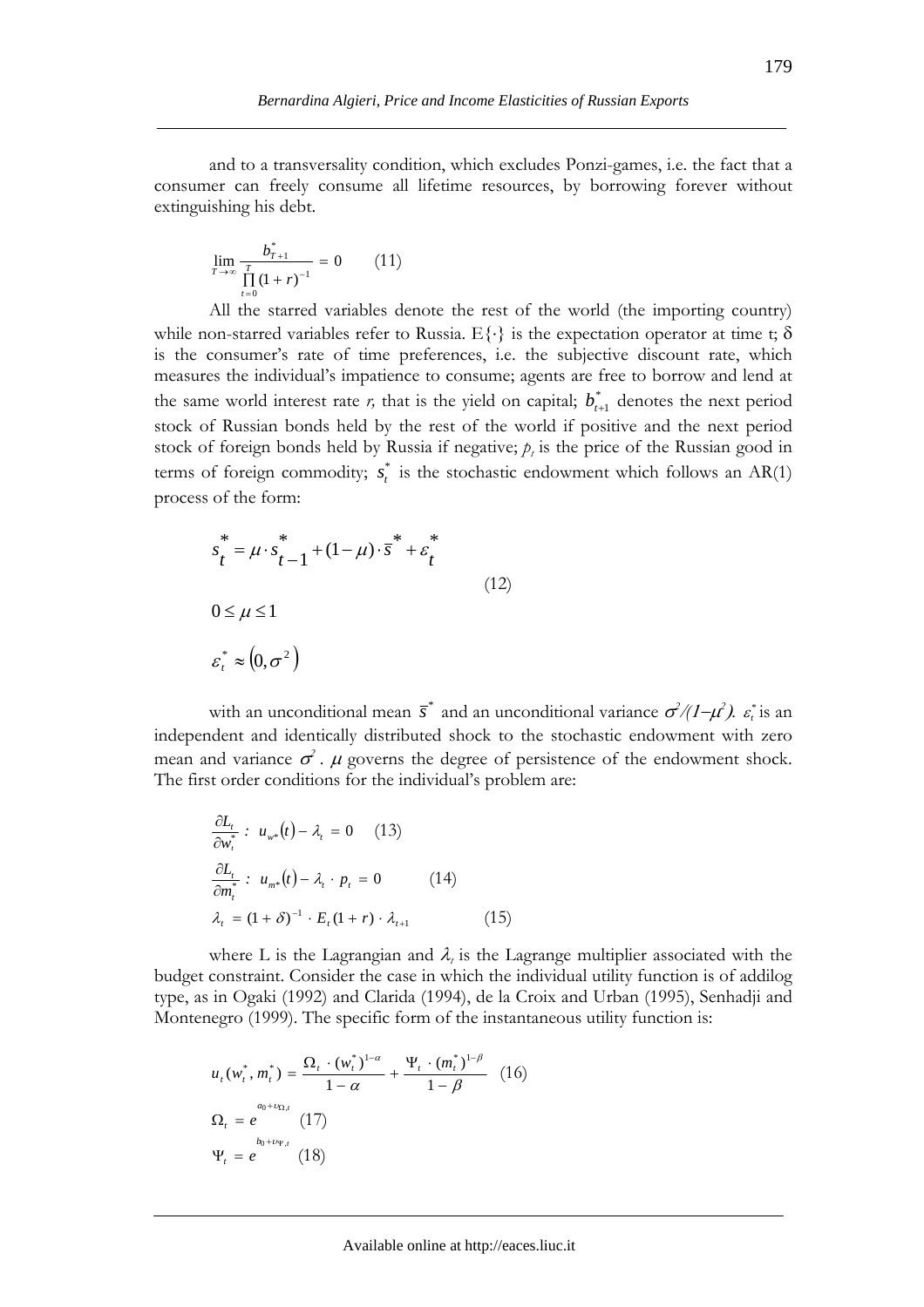and to a transversality condition, which excludes Ponzi-games, i.e. the fact that a consumer can freely consume all lifetime resources, by borrowing forever without extinguishing his debt.

$$\lim_{T \to \infty} \frac{b_{T+1}^{*}}{\prod_{t=0}^{T} (1+r)^{-1}} = 0 \qquad (11)$$

All the starred variables denote the rest of the world (the importing country) while non-starred variables refer to Russia. $E\{\cdot\}$ is the expectation operator at time t; $\delta$ is the consumer's rate of time preferences, i.e. the subjective discount rate, which measures the individual's impatience to consume; agents are free to borrow and lend at the same world interest rate *r,* that is the yield on capital; $b_{t+1}^{*}$ denotes the next period stock of Russian bonds held by the rest of the world if positive and the next period stock of foreign bonds held by Russia if negative; $p_t$ is the price of the Russian good in terms of foreign commodity; $s_t^{*}$ is the stochastic endowment which follows an AR(1) process of the form:

$$s_t^{*} = \mu \cdot s_{t-1}^{*} + (1-\mu) \cdot \bar{s}^{*} + \varepsilon_t^{*}$$

$$0 \leq \mu \leq 1 \qquad (12)$$

$$\varepsilon_t^{*} \approx \left(0, \sigma^2\right)$$

with an unconditional mean $\bar{s}^{*}$ and an unconditional variance $\sigma^2/(1-\mu^2)$. $\varepsilon_t^{*}$ is an independent and identically distributed shock to the stochastic endowment with zero mean and variance $\sigma^2$. $\mu$ governs the degree of persistence of the endowment shock. The first order conditions for the individual's problem are:

$$\frac{\partial L_t}{\partial w_t^{*}} : \; u_{w^*}(t) - \lambda_t = 0 \qquad (13)$$

$$\frac{\partial L_t}{\partial m_t^{*}} : \; u_{m^*}(t) - \lambda_t \cdot p_t = 0 \qquad (14)$$

$$\lambda_t = (1+\delta)^{-1} \cdot E_t (1+r) \cdot \lambda_{t+1} \qquad (15)$$

where L is the Lagrangian and $\lambda_t$ is the Lagrange multiplier associated with the budget constraint. Consider the case in which the individual utility function is of addilog type, as in Ogaki (1992) and Clarida (1994), de la Croix and Urban (1995), Senhadji and Montenegro (1999). The specific form of the instantaneous utility function is:

$$u_t(w_t^{*}, m_t^{*}) = \frac{\Omega_t \cdot (w_t^{*})^{1-\alpha}}{1-\alpha} + \frac{\Psi_t \cdot (m_t^{*})^{1-\beta}}{1-\beta} \qquad (16)$$

$$\Omega_t = e^{a_0 + \upsilon_{\Omega,t}} \qquad (17)$$

$$\Psi_t = e^{b_0 + \upsilon_{\Psi,t}} \qquad (18)$$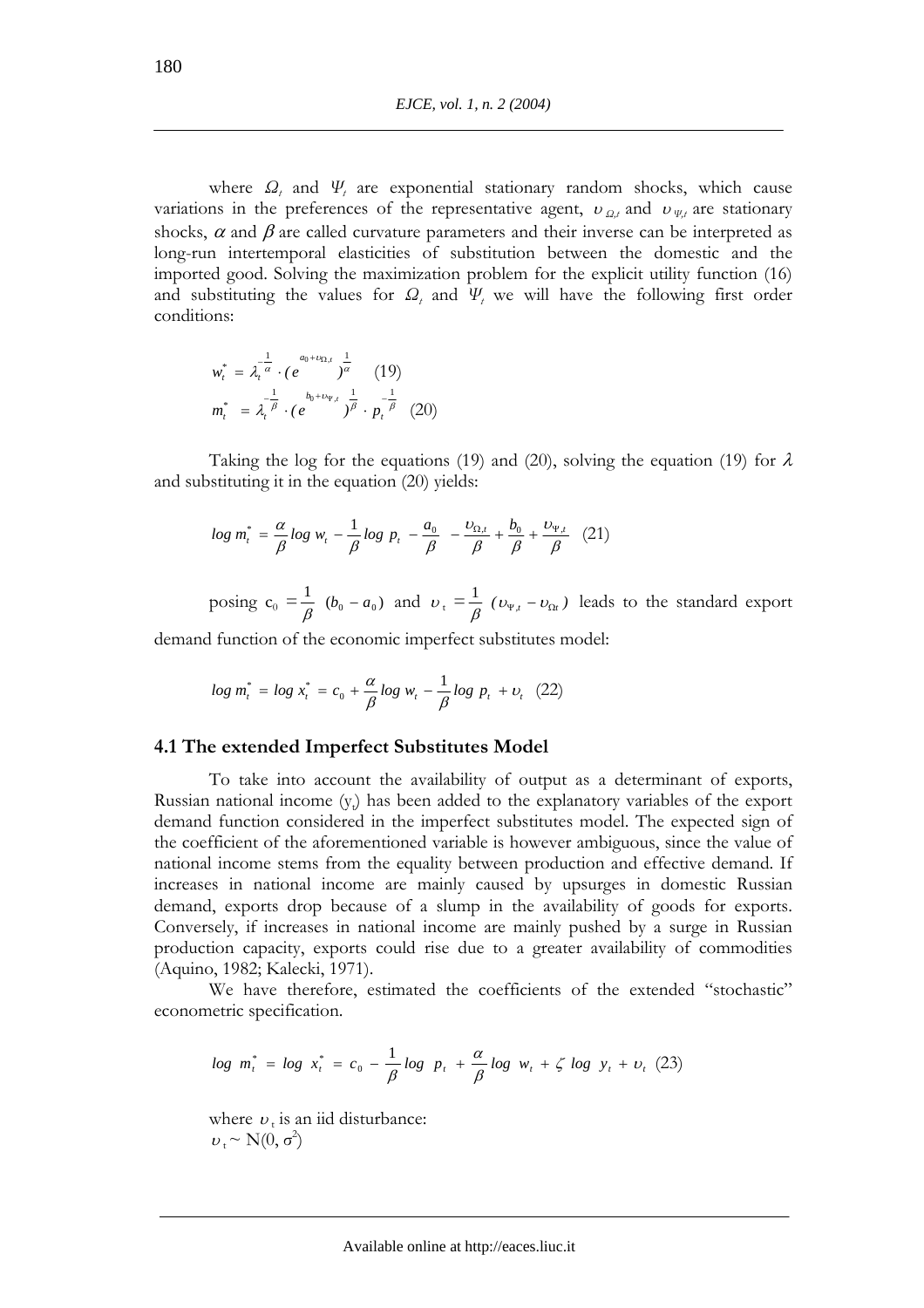where $\Omega_t$ and $\Psi_t$ are exponential stationary random shocks, which cause variations in the preferences of the representative agent, $\upsilon_{\Omega,t}$ and $\upsilon_{\Psi,t}$ are stationary shocks, $\alpha$ and $\beta$ are called curvature parameters and their inverse can be interpreted as long-run intertemporal elasticities of substitution between the domestic and the imported good. Solving the maximization problem for the explicit utility function (16) and substituting the values for $\Omega_t$ and $\Psi_t$ we will have the following first order conditions:

$$w_t^* = \lambda_t^{-\frac{1}{\alpha}} \cdot (e^{a_0+\upsilon_{\Omega,t}})^{\frac{1}{\alpha}} \quad (19)$$

$$m_t^* = \lambda_t^{-\frac{1}{\beta}} \cdot (e^{b_0+\upsilon_{\Psi,t}})^{\frac{1}{\beta}} \cdot p_t^{-\frac{1}{\beta}} \quad (20)$$

Taking the log for the equations (19) and (20), solving the equation (19) for $\lambda$ and substituting it in the equation (20) yields:

$$log\ m_t^* = \frac{\alpha}{\beta} log\ w_t - \frac{1}{\beta} log\ p_t - \frac{a_0}{\beta} - \frac{\upsilon_{\Omega,t}}{\beta} + \frac{b_0}{\beta} + \frac{\upsilon_{\Psi,t}}{\beta} \quad (21)$$

posing $c_0 = \frac{1}{\beta}(b_0 - a_0)$ and $\upsilon_t = \frac{1}{\beta}(\upsilon_{\Psi,t} - \upsilon_{\Omega t})$ leads to the standard export demand function of the economic imperfect substitutes model:

$$log\ m_t^* = log\ x_t^* = c_0 + \frac{\alpha}{\beta} log\ w_t - \frac{1}{\beta} log\ p_t + \upsilon_t \quad (22)$$

### 4.1 The extended Imperfect Substitutes Model

To take into account the availability of output as a determinant of exports, Russian national income ($y_t$) has been added to the explanatory variables of the export demand function considered in the imperfect substitutes model. The expected sign of the coefficient of the aforementioned variable is however ambiguous, since the value of national income stems from the equality between production and effective demand. If increases in national income are mainly caused by upsurges in domestic Russian demand, exports drop because of a slump in the availability of goods for exports. Conversely, if increases in national income are mainly pushed by a surge in Russian production capacity, exports could rise due to a greater availability of commodities (Aquino, 1982; Kalecki, 1971).

We have therefore, estimated the coefficients of the extended "stochastic" econometric specification.

$$log\ m_t^* = log\ x_t^* = c_0 - \frac{1}{\beta} log\ p_t + \frac{\alpha}{\beta} log\ w_t + \zeta\ log\ y_t + \upsilon_t \quad (23)$$

where $\upsilon_t$ is an iid disturbance:
$\upsilon_t \sim N(0, \sigma^2)$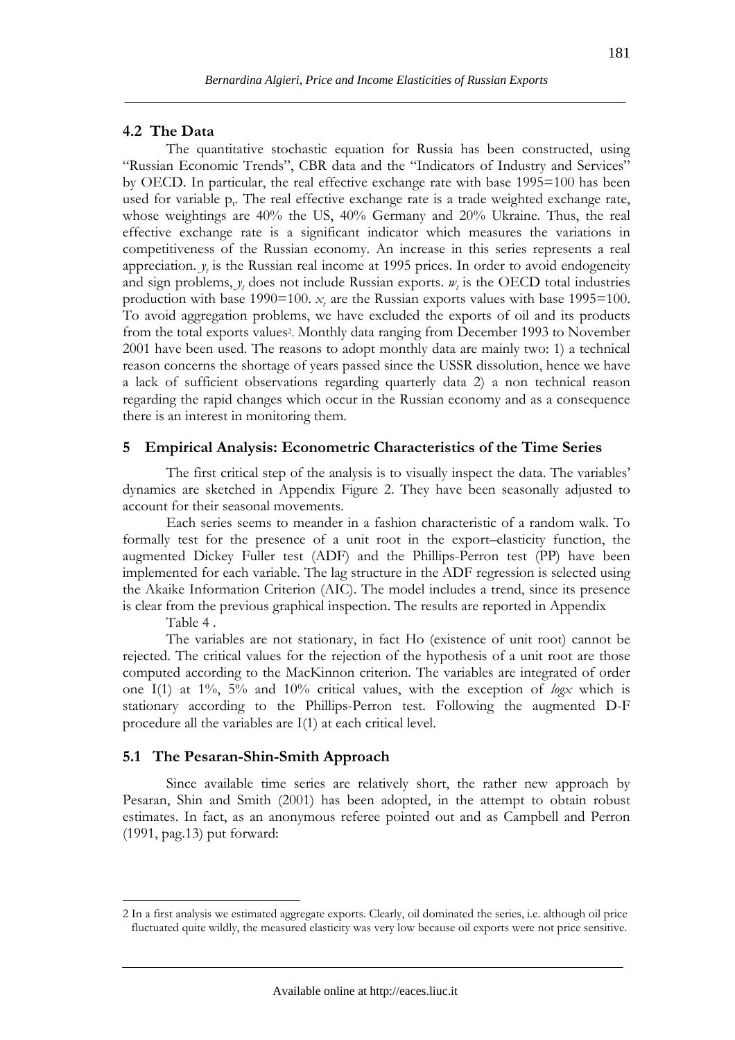### 4.2 The Data

The quantitative stochastic equation for Russia has been constructed, using "Russian Economic Trends", CBR data and the "Indicators of Industry and Services" by OECD. In particular, the real effective exchange rate with base 1995=100 has been used for variable $p_t$. The real effective exchange rate is a trade weighted exchange rate, whose weightings are 40% the US, 40% Germany and 20% Ukraine. Thus, the real effective exchange rate is a significant indicator which measures the variations in competitiveness of the Russian economy. An increase in this series represents a real appreciation. $y_t$ is the Russian real income at 1995 prices. In order to avoid endogeneity and sign problems, $y_t$ does not include Russian exports. $w_t$ is the OECD total industries production with base 1990=100. $x_t$ are the Russian exports values with base 1995=100. To avoid aggregation problems, we have excluded the exports of oil and its products from the total exports values[2]. Monthly data ranging from December 1993 to November 2001 have been used. The reasons to adopt monthly data are mainly two: 1) a technical reason concerns the shortage of years passed since the USSR dissolution, hence we have a lack of sufficient observations regarding quarterly data 2) a non technical reason regarding the rapid changes which occur in the Russian economy and as a consequence there is an interest in monitoring them.

## 5 Empirical Analysis: Econometric Characteristics of the Time Series

The first critical step of the analysis is to visually inspect the data. The variables' dynamics are sketched in Appendix Figure 2. They have been seasonally adjusted to account for their seasonal movements.

Each series seems to meander in a fashion characteristic of a random walk. To formally test for the presence of a unit root in the export–elasticity function, the augmented Dickey Fuller test (ADF) and the Phillips-Perron test (PP) have been implemented for each variable. The lag structure in the ADF regression is selected using the Akaike Information Criterion (AIC). The model includes a trend, since its presence is clear from the previous graphical inspection. The results are reported in Appendix Table 4 .

The variables are not stationary, in fact Ho (existence of unit root) cannot be rejected. The critical values for the rejection of the hypothesis of a unit root are those computed according to the MacKinnon criterion. The variables are integrated of order one I(1) at 1%, 5% and 10% critical values, with the exception of *logx* which is stationary according to the Phillips-Perron test. Following the augmented D-F procedure all the variables are I(1) at each critical level.

### 5.1 The Pesaran-Shin-Smith Approach

Since available time series are relatively short, the rather new approach by Pesaran, Shin and Smith (2001) has been adopted, in the attempt to obtain robust estimates. In fact, as an anonymous referee pointed out and as Campbell and Perron (1991, pag.13) put forward:

---

2 In a first analysis we estimated aggregate exports. Clearly, oil dominated the series, i.e. although oil price fluctuated quite wildly, the measured elasticity was very low because oil exports were not price sensitive.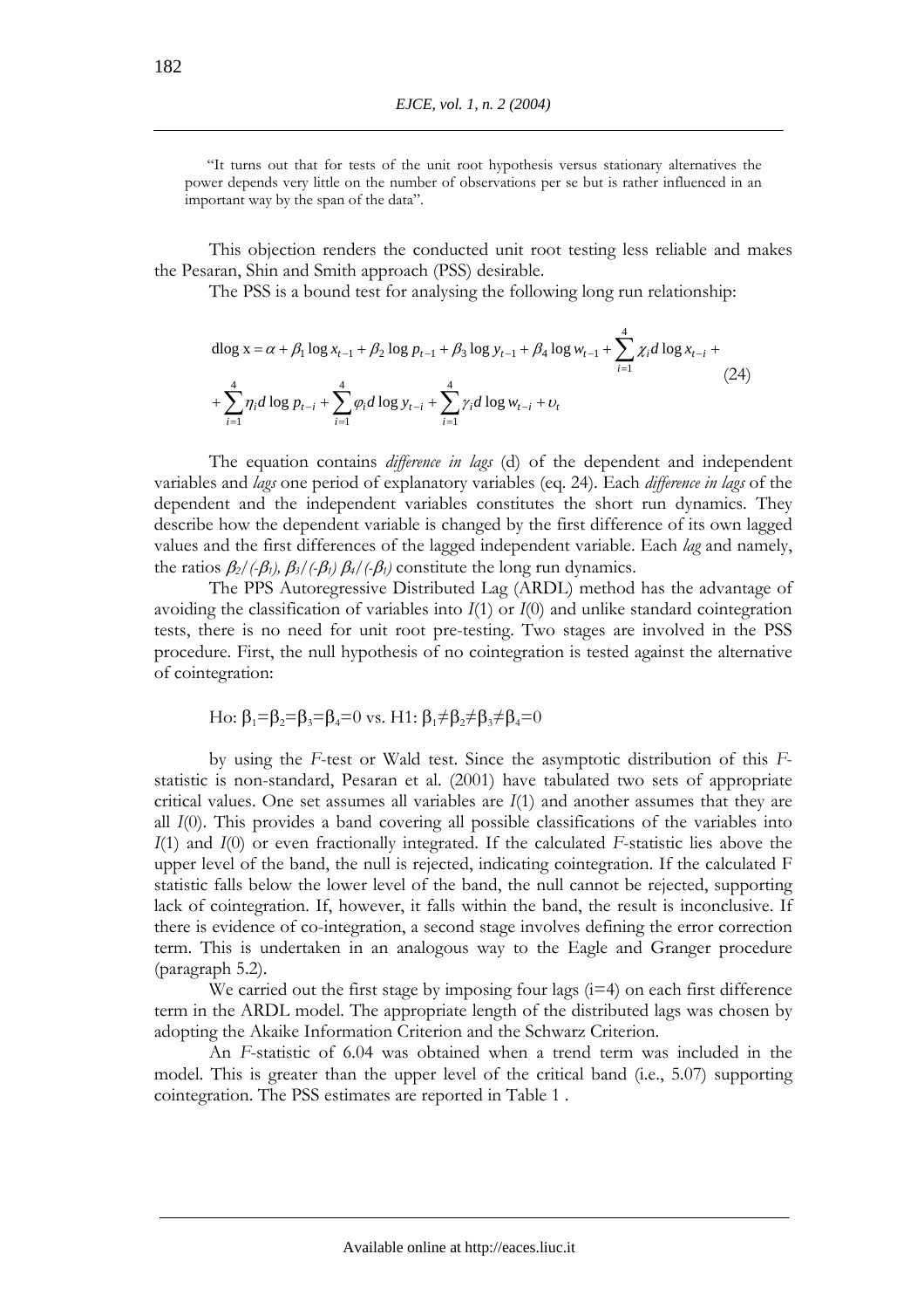> "It turns out that for tests of the unit root hypothesis versus stationary alternatives the power depends very little on the number of observations per se but is rather influenced in an important way by the span of the data".

This objection renders the conducted unit root testing less reliable and makes the Pesaran, Shin and Smith approach (PSS) desirable.

The PSS is a bound test for analysing the following long run relationship:

$$
\begin{aligned}
\text{dlog x} &= \alpha + \beta_1 \log x_{t-1} + \beta_2 \log p_{t-1} + \beta_3 \log y_{t-1} + \beta_4 \log w_{t-1} + \sum_{i=1}^{4} \chi_i d \log x_{t-i} + \\
&+ \sum_{i=1}^{4} \eta_i d \log p_{t-i} + \sum_{i=1}^{4} \varphi_i d \log y_{t-i} + \sum_{i=1}^{4} \gamma_i d \log w_{t-i} + \upsilon_t
\end{aligned}
\tag{24}
$$

The equation contains *difference in lags* (d) of the dependent and independent variables and *lags* one period of explanatory variables (eq. 24). Each *difference in lags* of the dependent and the independent variables constitutes the short run dynamics. They describe how the dependent variable is changed by the first difference of its own lagged values and the first differences of the lagged independent variable. Each *lag* and namely, the ratios $\beta_2/(-\beta_1)$, $\beta_3/(-\beta_1)$ $\beta_4/(-\beta_1)$ constitute the long run dynamics.

The PPS Autoregressive Distributed Lag (ARDL) method has the advantage of avoiding the classification of variables into $I(1)$ or $I(0)$ and unlike standard cointegration tests, there is no need for unit root pre-testing. Two stages are involved in the PSS procedure. First, the null hypothesis of no cointegration is tested against the alternative of cointegration:

Ho: $\beta_1=\beta_2=\beta_3=\beta_4=0$ vs. H1: $\beta_1\neq\beta_2\neq\beta_3\neq\beta_4=0$

by using the *F*-test or Wald test. Since the asymptotic distribution of this *F*-statistic is non-standard, Pesaran et al. (2001) have tabulated two sets of appropriate critical values. One set assumes all variables are $I(1)$ and another assumes that they are all $I(0)$. This provides a band covering all possible classifications of the variables into $I(1)$ and $I(0)$ or even fractionally integrated. If the calculated *F*-statistic lies above the upper level of the band, the null is rejected, indicating cointegration. If the calculated F statistic falls below the lower level of the band, the null cannot be rejected, supporting lack of cointegration. If, however, it falls within the band, the result is inconclusive. If there is evidence of co-integration, a second stage involves defining the error correction term. This is undertaken in an analogous way to the Eagle and Granger procedure (paragraph 5.2).

We carried out the first stage by imposing four lags (i=4) on each first difference term in the ARDL model. The appropriate length of the distributed lags was chosen by adopting the Akaike Information Criterion and the Schwarz Criterion.

An *F*-statistic of 6.04 was obtained when a trend term was included in the model. This is greater than the upper level of the critical band (i.e., 5.07) supporting cointegration. The PSS estimates are reported in Table 1 .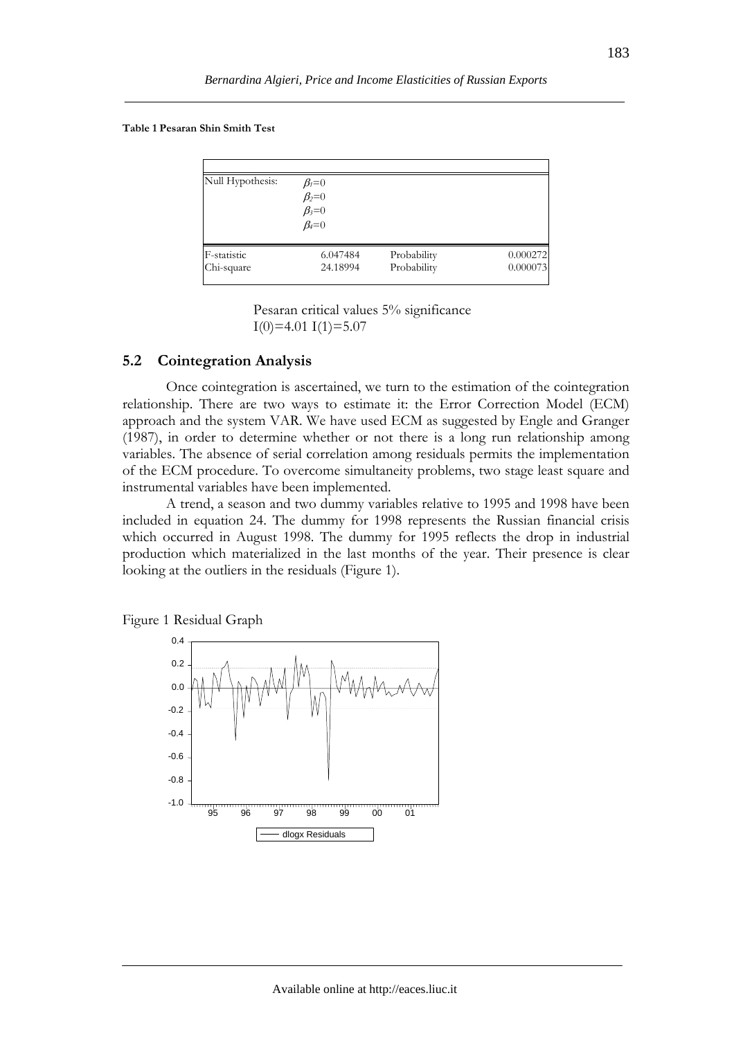**Table 1 Pesaran Shin Smith Test**

| Null Hypothesis: | $\beta_1=0$ <br> $\beta_2=0$ <br> $\beta_3=0$ <br> $\beta_4=0$ | | |
|---|---|---|---|
| F-statistic | 6.047484 | Probability | 0.000272 |
| Chi-square | 24.18994 | Probability | 0.000073 |

Pesaran critical values 5% significance
I(0)=4.01 I(1)=5.07

## 5.2 Cointegration Analysis

Once cointegration is ascertained, we turn to the estimation of the cointegration relationship. There are two ways to estimate it: the Error Correction Model (ECM) approach and the system VAR. We have used ECM as suggested by Engle and Granger (1987), in order to determine whether or not there is a long run relationship among variables. The absence of serial correlation among residuals permits the implementation of the ECM procedure. To overcome simultaneity problems, two stage least square and instrumental variables have been implemented.

A trend, a season and two dummy variables relative to 1995 and 1998 have been included in equation 24. The dummy for 1998 represents the Russian financial crisis which occurred in August 1998. The dummy for 1995 reflects the drop in industrial production which materialized in the last months of the year. Their presence is clear looking at the outliers in the residuals (Figure 1).

Figure 1 Residual Graph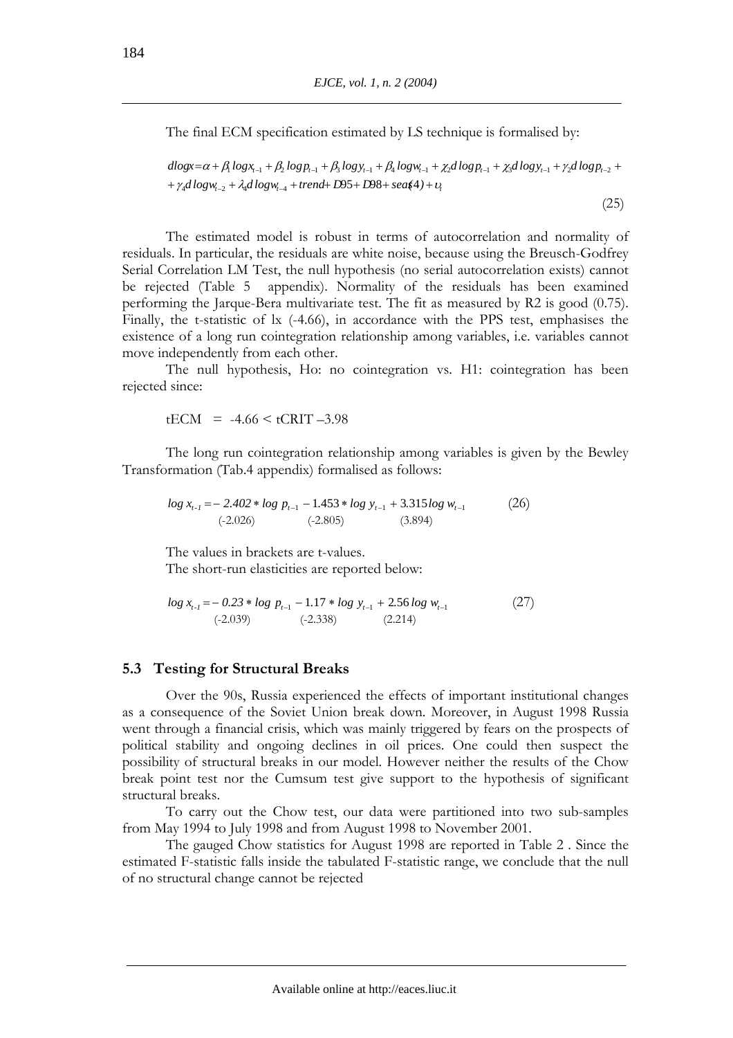The final ECM specification estimated by LS technique is formalised by:

$$dlogx = \alpha + \beta_1 logx_{t-1} + \beta_2 logp_{t-1} + \beta_3 logy_{t-1} + \beta_4 logw_{t-1} + \chi_2 d\,logp_{t-1} + \chi_3 d\,logy_{t-1} + \gamma_2 d\,logp_{t-2} + \\ + \gamma_4 d\,logw_{t-2} + \lambda_4 d\,logw_{t-4} + trend + D95 + D98 + seas(4) + \upsilon_t \tag{25}$$

The estimated model is robust in terms of autocorrelation and normality of residuals. In particular, the residuals are white noise, because using the Breusch-Godfrey Serial Correlation LM Test, the null hypothesis (no serial autocorrelation exists) cannot be rejected (Table 5 appendix). Normality of the residuals has been examined performing the Jarque-Bera multivariate test. The fit as measured by R2 is good (0.75). Finally, the t-statistic of lx (-4.66), in accordance with the PPS test, emphasises the existence of a long run cointegration relationship among variables, i.e. variables cannot move independently from each other.

The null hypothesis, Ho: no cointegration vs. H1: cointegration has been rejected since:

tECM = -4.66 < tCRIT –3.98

The long run cointegration relationship among variables is given by the Bewley Transformation (Tab.4 appendix) formalised as follows:

$$\underset{}{log\,x_{t-1}} = -\underset{(-2.026)}{2.402 * log\,p_{t-1}} - \underset{(-2.805)}{1.453 * log\,y_{t-1}} + \underset{(3.894)}{3.315\,log\,w_{t-1}} \tag{26}$$

The values in brackets are t-values.

The short-run elasticities are reported below:

$$log\,x_{t-1} = -\underset{(-2.039)}{0.23 * log\,p_{t-1}} - \underset{(-2.338)}{1.17 * log\,y_{t-1}} + \underset{(2.214)}{2.56\,log\,w_{t-1}} \tag{27}$$

### 5.3 Testing for Structural Breaks

Over the 90s, Russia experienced the effects of important institutional changes as a consequence of the Soviet Union break down. Moreover, in August 1998 Russia went through a financial crisis, which was mainly triggered by fears on the prospects of political stability and ongoing declines in oil prices. One could then suspect the possibility of structural breaks in our model. However neither the results of the Chow break point test nor the Cumsum test give support to the hypothesis of significant structural breaks.

To carry out the Chow test, our data were partitioned into two sub-samples from May 1994 to July 1998 and from August 1998 to November 2001.

The gauged Chow statistics for August 1998 are reported in Table 2 . Since the estimated F-statistic falls inside the tabulated F-statistic range, we conclude that the null of no structural change cannot be rejected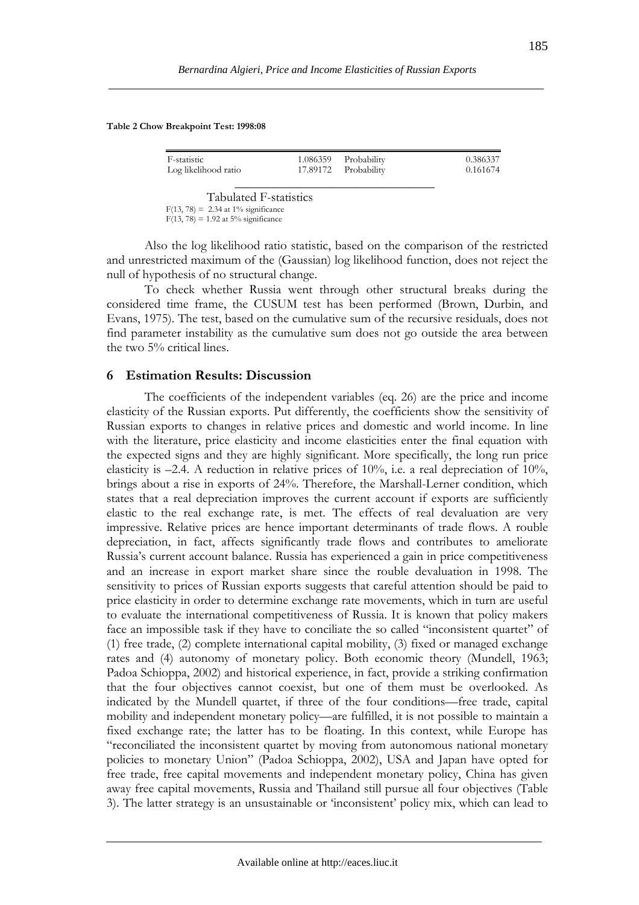**Table 2 Chow Breakpoint Test: 1998:08**

| | | | |
|---|---|---|---|
| F-statistic | 1.086359 | Probability | 0.386337 |
| Log likelihood ratio | 17.89172 | Probability | 0.161674 |

Tabulated F-statistics

$F(13, 78) = 2.34$ at 1% significance

$F(13, 78) = 1.92$ at 5% significance

Also the log likelihood ratio statistic, based on the comparison of the restricted and unrestricted maximum of the (Gaussian) log likelihood function, does not reject the null of hypothesis of no structural change.

To check whether Russia went through other structural breaks during the considered time frame, the CUSUM test has been performed (Brown, Durbin, and Evans, 1975). The test, based on the cumulative sum of the recursive residuals, does not find parameter instability as the cumulative sum does not go outside the area between the two 5% critical lines.

## 6 Estimation Results: Discussion

The coefficients of the independent variables (eq. 26) are the price and income elasticity of the Russian exports. Put differently, the coefficients show the sensitivity of Russian exports to changes in relative prices and domestic and world income. In line with the literature, price elasticity and income elasticities enter the final equation with the expected signs and they are highly significant. More specifically, the long run price elasticity is –2.4. A reduction in relative prices of 10%, i.e. a real depreciation of 10%, brings about a rise in exports of 24%. Therefore, the Marshall-Lerner condition, which states that a real depreciation improves the current account if exports are sufficiently elastic to the real exchange rate, is met. The effects of real devaluation are very impressive. Relative prices are hence important determinants of trade flows. A rouble depreciation, in fact, affects significantly trade flows and contributes to ameliorate Russia's current account balance. Russia has experienced a gain in price competitiveness and an increase in export market share since the rouble devaluation in 1998. The sensitivity to prices of Russian exports suggests that careful attention should be paid to price elasticity in order to determine exchange rate movements, which in turn are useful to evaluate the international competitiveness of Russia. It is known that policy makers face an impossible task if they have to conciliate the so called "inconsistent quartet" of (1) free trade, (2) complete international capital mobility, (3) fixed or managed exchange rates and (4) autonomy of monetary policy. Both economic theory (Mundell, 1963; Padoa Schioppa, 2002) and historical experience, in fact, provide a striking confirmation that the four objectives cannot coexist, but one of them must be overlooked. As indicated by the Mundell quartet, if three of the four conditions—free trade, capital mobility and independent monetary policy—are fulfilled, it is not possible to maintain a fixed exchange rate; the latter has to be floating. In this context, while Europe has "reconciliated the inconsistent quartet by moving from autonomous national monetary policies to monetary Union" (Padoa Schioppa, 2002), USA and Japan have opted for free trade, free capital movements and independent monetary policy, China has given away free capital movements, Russia and Thailand still pursue all four objectives (Table 3). The latter strategy is an unsustainable or 'inconsistent' policy mix, which can lead to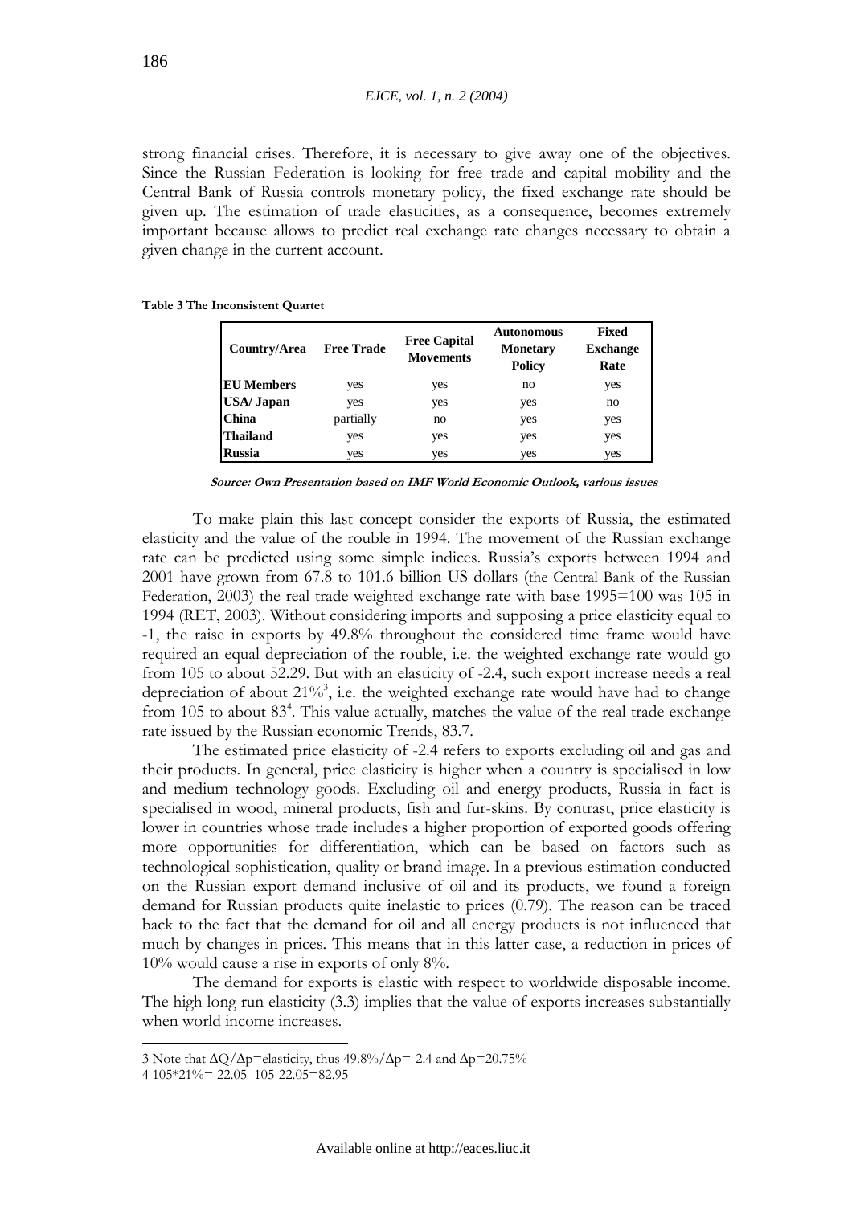strong financial crises. Therefore, it is necessary to give away one of the objectives. Since the Russian Federation is looking for free trade and capital mobility and the Central Bank of Russia controls monetary policy, the fixed exchange rate should be given up. The estimation of trade elasticities, as a consequence, becomes extremely important because allows to predict real exchange rate changes necessary to obtain a given change in the current account.

**Table 3 The Inconsistent Quartet**

| Country/Area | Free Trade | Free Capital Movements | Autonomous Monetary Policy | Fixed Exchange Rate |
|---|---|---|---|---|
| **EU Members** | yes | yes | no | yes |
| **USA/ Japan** | yes | yes | yes | no |
| **China** | partially | no | yes | yes |
| **Thailand** | yes | yes | yes | yes |
| **Russia** | yes | yes | yes | yes |

***Source: Own Presentation based on IMF World Economic Outlook, various issues***

To make plain this last concept consider the exports of Russia, the estimated elasticity and the value of the rouble in 1994. The movement of the Russian exchange rate can be predicted using some simple indices. Russia's exports between 1994 and 2001 have grown from 67.8 to 101.6 billion US dollars (the Central Bank of the Russian Federation, 2003) the real trade weighted exchange rate with base 1995=100 was 105 in 1994 (RET, 2003). Without considering imports and supposing a price elasticity equal to -1, the raise in exports by 49.8% throughout the considered time frame would have required an equal depreciation of the rouble, i.e. the weighted exchange rate would go from 105 to about 52.29. But with an elasticity of -2.4, such export increase needs a real depreciation of about 21%[3], i.e. the weighted exchange rate would have had to change from 105 to about 83[4]. This value actually, matches the value of the real trade exchange rate issued by the Russian economic Trends, 83.7.

The estimated price elasticity of -2.4 refers to exports excluding oil and gas and their products. In general, price elasticity is higher when a country is specialised in low and medium technology goods. Excluding oil and energy products, Russia in fact is specialised in wood, mineral products, fish and fur-skins. By contrast, price elasticity is lower in countries whose trade includes a higher proportion of exported goods offering more opportunities for differentiation, which can be based on factors such as technological sophistication, quality or brand image. In a previous estimation conducted on the Russian export demand inclusive of oil and its products, we found a foreign demand for Russian products quite inelastic to prices (0.79). The reason can be traced back to the fact that the demand for oil and all energy products is not influenced that much by changes in prices. This means that in this latter case, a reduction in prices of 10% would cause a rise in exports of only 8%.

The demand for exports is elastic with respect to worldwide disposable income. The high long run elasticity (3.3) implies that the value of exports increases substantially when world income increases.

---

3 Note that $\Delta Q/\Delta p$=elasticity, thus $49.8\%/\Delta p=-2.4$ and $\Delta p=20.75\%$

4 105*21%= 22.05 105-22.05=82.95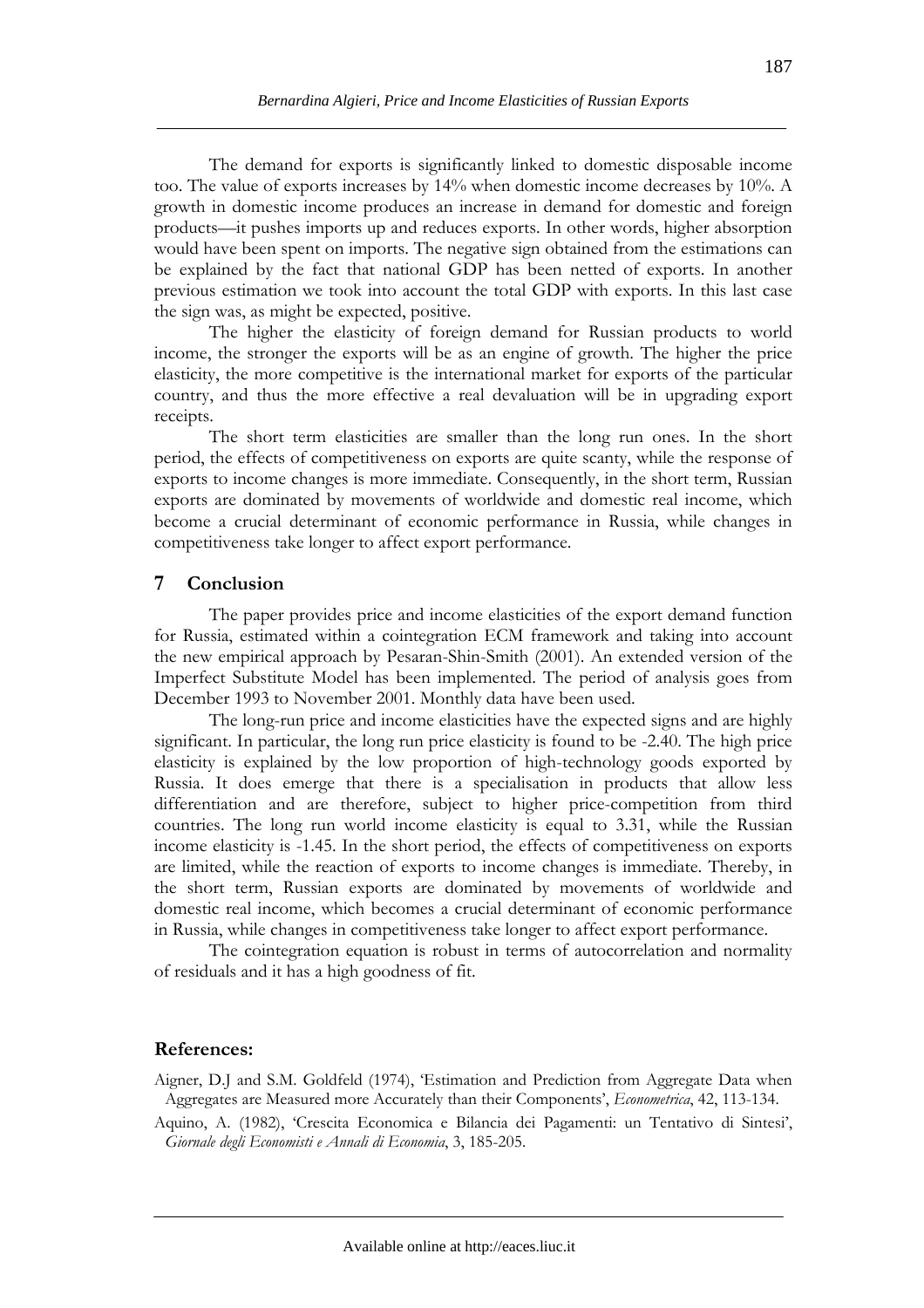The demand for exports is significantly linked to domestic disposable income too. The value of exports increases by 14% when domestic income decreases by 10%. A growth in domestic income produces an increase in demand for domestic and foreign products—it pushes imports up and reduces exports. In other words, higher absorption would have been spent on imports. The negative sign obtained from the estimations can be explained by the fact that national GDP has been netted of exports. In another previous estimation we took into account the total GDP with exports. In this last case the sign was, as might be expected, positive.

The higher the elasticity of foreign demand for Russian products to world income, the stronger the exports will be as an engine of growth. The higher the price elasticity, the more competitive is the international market for exports of the particular country, and thus the more effective a real devaluation will be in upgrading export receipts.

The short term elasticities are smaller than the long run ones. In the short period, the effects of competitiveness on exports are quite scanty, while the response of exports to income changes is more immediate. Consequently, in the short term, Russian exports are dominated by movements of worldwide and domestic real income, which become a crucial determinant of economic performance in Russia, while changes in competitiveness take longer to affect export performance.

## 7 Conclusion

The paper provides price and income elasticities of the export demand function for Russia, estimated within a cointegration ECM framework and taking into account the new empirical approach by Pesaran-Shin-Smith (2001). An extended version of the Imperfect Substitute Model has been implemented. The period of analysis goes from December 1993 to November 2001. Monthly data have been used.

The long-run price and income elasticities have the expected signs and are highly significant. In particular, the long run price elasticity is found to be -2.40. The high price elasticity is explained by the low proportion of high-technology goods exported by Russia. It does emerge that there is a specialisation in products that allow less differentiation and are therefore, subject to higher price-competition from third countries. The long run world income elasticity is equal to 3.31, while the Russian income elasticity is -1.45. In the short period, the effects of competitiveness on exports are limited, while the reaction of exports to income changes is immediate. Thereby, in the short term, Russian exports are dominated by movements of worldwide and domestic real income, which becomes a crucial determinant of economic performance in Russia, while changes in competitiveness take longer to affect export performance.

The cointegration equation is robust in terms of autocorrelation and normality of residuals and it has a high goodness of fit.

## References:

Aigner, D.J and S.M. Goldfeld (1974), 'Estimation and Prediction from Aggregate Data when Aggregates are Measured more Accurately than their Components', *Econometrica*, 42, 113-134.

Aquino, A. (1982), 'Crescita Economica e Bilancia dei Pagamenti: un Tentativo di Sintesi', *Giornale degli Economisti e Annali di Economia*, 3, 185-205.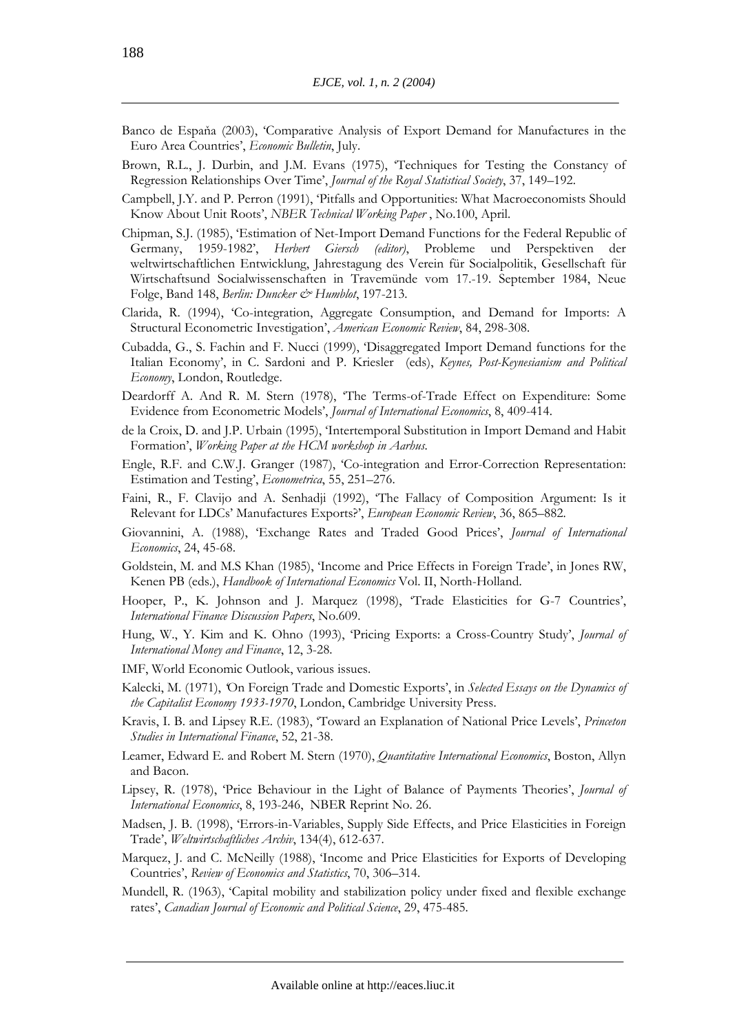Banco de Espaňa (2003), 'Comparative Analysis of Export Demand for Manufactures in the Euro Area Countries', *Economic Bulletin*, July.

Brown, R.L., J. Durbin, and J.M. Evans (1975), 'Techniques for Testing the Constancy of Regression Relationships Over Time', *Journal of the Royal Statistical Society*, 37, 149–192.

Campbell, J.Y. and P. Perron (1991), 'Pitfalls and Opportunities: What Macroeconomists Should Know About Unit Roots', *NBER Technical Working Paper* , No.100, April.

Chipman, S.J. (1985), 'Estimation of Net-Import Demand Functions for the Federal Republic of Germany, 1959-1982', *Herbert Giersch (editor)*, Probleme und Perspektiven der weltwirtschaftlichen Entwicklung, Jahrestagung des Verein für Socialpolitik, Gesellschaft für Wirtschaftsund Socialwissenschaften in Travemünde vom 17.-19. September 1984, Neue Folge, Band 148, *Berlin: Duncker & Humblot*, 197-213.

Clarida, R. (1994), 'Co-integration, Aggregate Consumption, and Demand for Imports: A Structural Econometric Investigation', *American Economic Review*, 84, 298-308.

Cubadda, G., S. Fachin and F. Nucci (1999), 'Disaggregated Import Demand functions for the Italian Economy', in C. Sardoni and P. Kriesler (eds), *Keynes, Post-Keynesianism and Political Economy*, London, Routledge.

Deardorff A. And R. M. Stern (1978), 'The Terms-of-Trade Effect on Expenditure: Some Evidence from Econometric Models', *Journal of International Economics*, 8, 409-414.

de la Croix, D. and J.P. Urbain (1995), 'Intertemporal Substitution in Import Demand and Habit Formation', *Working Paper at the HCM workshop in Aarhus.*

Engle, R.F. and C.W.J. Granger (1987), 'Co-integration and Error-Correction Representation: Estimation and Testing', *Econometrica*, 55, 251–276.

Faini, R., F. Clavijo and A. Senhadji (1992), 'The Fallacy of Composition Argument: Is it Relevant for LDCs' Manufactures Exports?', *European Economic Review*, 36, 865–882.

Giovannini, A. (1988), 'Exchange Rates and Traded Good Prices', *Journal of International Economics*, 24, 45-68.

Goldstein, M. and M.S Khan (1985), 'Income and Price Effects in Foreign Trade', in Jones RW, Kenen PB (eds.), *Handbook of International Economics* Vol. II, North-Holland.

Hooper, P., K. Johnson and J. Marquez (1998), 'Trade Elasticities for G-7 Countries', *International Finance Discussion Papers*, No.609.

Hung, W., Y. Kim and K. Ohno (1993), 'Pricing Exports: a Cross-Country Study', *Journal of International Money and Finance*, 12, 3-28.

IMF, World Economic Outlook, various issues.

Kalecki, M. (1971), 'On Foreign Trade and Domestic Exports', in *Selected Essays on the Dynamics of the Capitalist Economy 1933-1970*, London, Cambridge University Press.

Kravis, I. B. and Lipsey R.E. (1983), 'Toward an Explanation of National Price Levels', *Princeton Studies in International Finance*, 52, 21-38.

Leamer, Edward E. and Robert M. Stern (1970), *Quantitative International Economics*, Boston, Allyn and Bacon.

Lipsey, R. (1978), 'Price Behaviour in the Light of Balance of Payments Theories', *Journal of International Economics*, 8, 193-246, NBER Reprint No. 26.

Madsen, J. B. (1998), 'Errors-in-Variables, Supply Side Effects, and Price Elasticities in Foreign Trade', *Weltwirtschaftliches Archiv*, 134(4), 612-637.

Marquez, J. and C. McNeilly (1988), 'Income and Price Elasticities for Exports of Developing Countries', *Review of Economics and Statistics*, 70, 306–314.

Mundell, R. (1963), 'Capital mobility and stabilization policy under fixed and flexible exchange rates', *Canadian Journal of Economic and Political Science*, 29, 475-485.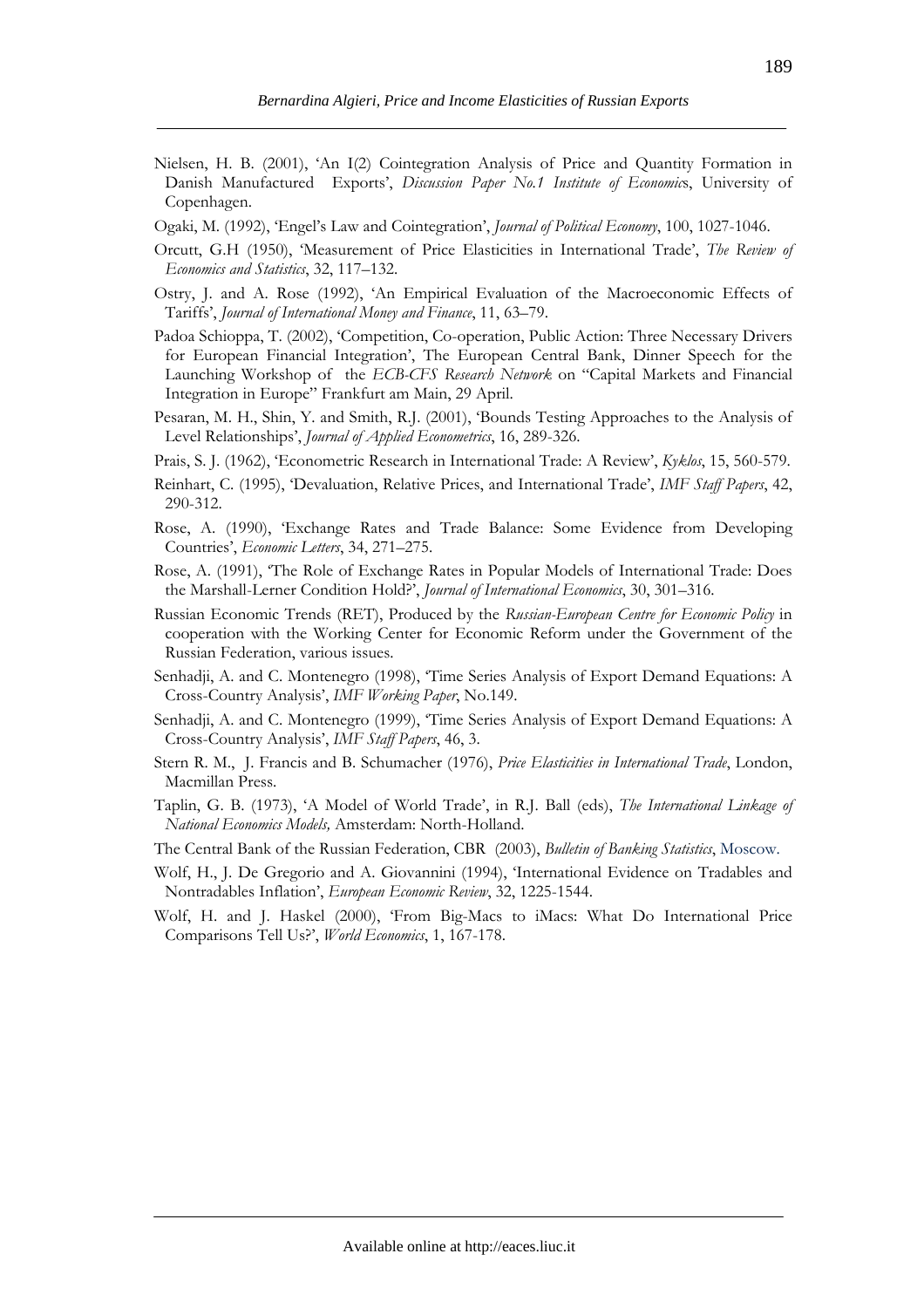Nielsen, H. B. (2001), 'An I(2) Cointegration Analysis of Price and Quantity Formation in Danish Manufactured Exports', *Discussion Paper No.1 Institute of Economics*, University of Copenhagen.

Ogaki, M. (1992), 'Engel's Law and Cointegration', *Journal of Political Economy*, 100, 1027-1046.

Orcutt, G.H (1950), 'Measurement of Price Elasticities in International Trade', *The Review of Economics and Statistics*, 32, 117–132.

Ostry, J. and A. Rose (1992), 'An Empirical Evaluation of the Macroeconomic Effects of Tariffs', *Journal of International Money and Finance*, 11, 63–79.

Padoa Schioppa, T. (2002), 'Competition, Co-operation, Public Action: Three Necessary Drivers for European Financial Integration', The European Central Bank, Dinner Speech for the Launching Workshop of the *ECB-CFS Research Network* on "Capital Markets and Financial Integration in Europe" Frankfurt am Main, 29 April.

Pesaran, M. H., Shin, Y. and Smith, R.J. (2001), 'Bounds Testing Approaches to the Analysis of Level Relationships', *Journal of Applied Econometrics*, 16, 289-326.

Prais, S. J. (1962), 'Econometric Research in International Trade: A Review', *Kyklos*, 15, 560-579.

Reinhart, C. (1995), 'Devaluation, Relative Prices, and International Trade', *IMF Staff Papers*, 42, 290-312.

Rose, A. (1990), 'Exchange Rates and Trade Balance: Some Evidence from Developing Countries', *Economic Letters*, 34, 271–275.

Rose, A. (1991), 'The Role of Exchange Rates in Popular Models of International Trade: Does the Marshall-Lerner Condition Hold?', *Journal of International Economics*, 30, 301–316.

Russian Economic Trends (RET), Produced by the *Russian-European Centre for Economic Policy* in cooperation with the Working Center for Economic Reform under the Government of the Russian Federation, various issues.

Senhadji, A. and C. Montenegro (1998), 'Time Series Analysis of Export Demand Equations: A Cross-Country Analysis', *IMF Working Paper*, No.149.

Senhadji, A. and C. Montenegro (1999), 'Time Series Analysis of Export Demand Equations: A Cross-Country Analysis', *IMF Staff Papers*, 46, 3.

Stern R. M., J. Francis and B. Schumacher (1976), *Price Elasticities in International Trade*, London, Macmillan Press.

Taplin, G. B. (1973), 'A Model of World Trade', in R.J. Ball (eds), *The International Linkage of National Economics Models,* Amsterdam: North-Holland.

The Central Bank of the Russian Federation, CBR (2003), *Bulletin of Banking Statistics*, Moscow.

Wolf, H., J. De Gregorio and A. Giovannini (1994), 'International Evidence on Tradables and Nontradables Inflation', *European Economic Review*, 32, 1225-1544.

Wolf, H. and J. Haskel (2000), 'From Big-Macs to iMacs: What Do International Price Comparisons Tell Us?', *World Economics*, 1, 167-178.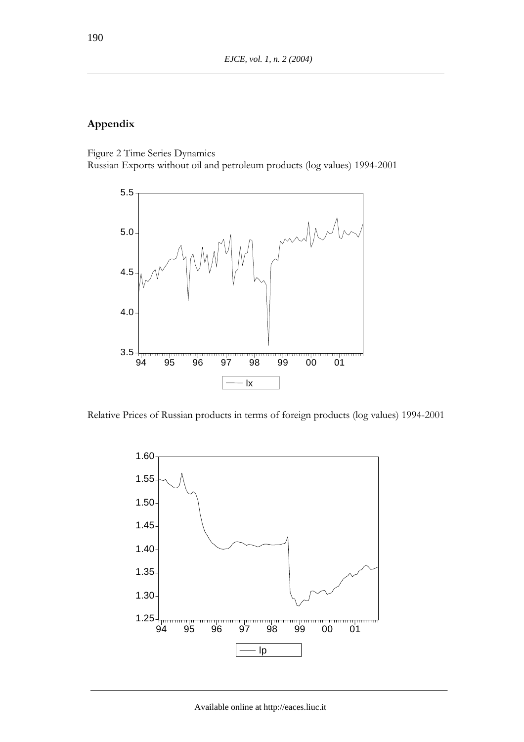## Appendix

Figure 2 Time Series Dynamics
Russian Exports without oil and petroleum products (log values) 1994-2001

Relative Prices of Russian products in terms of foreign products (log values) 1994-2001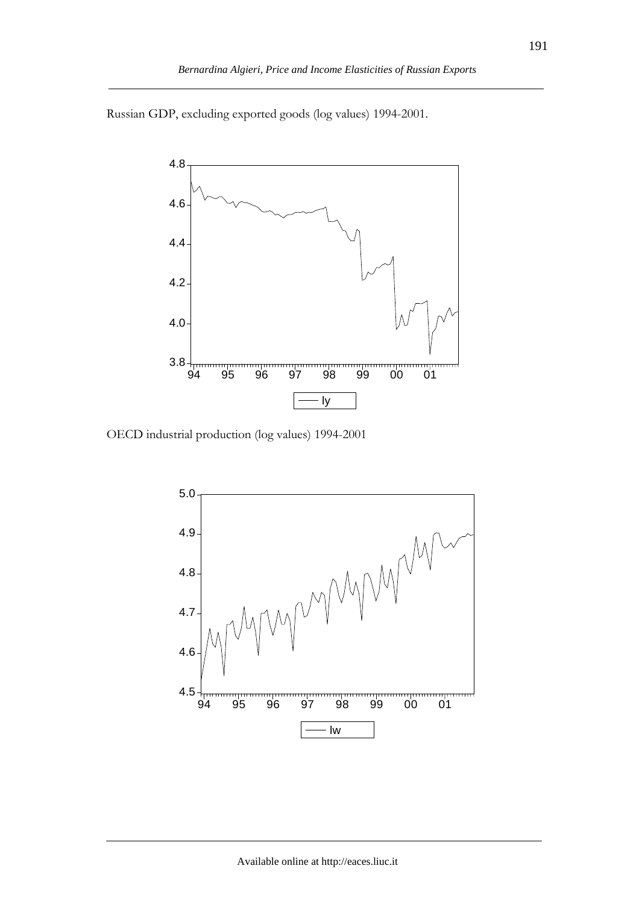Russian GDP, excluding exported goods (log values) 1994-2001.

OECD industrial production (log values) 1994-2001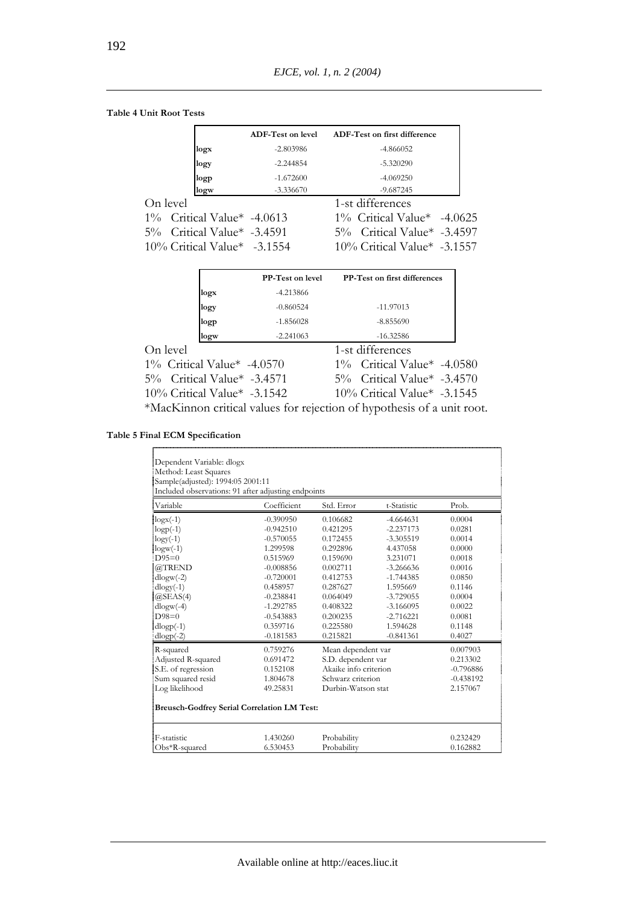**Table 4 Unit Root Tests**

| | ADF-Test on level | ADF-Test on first difference |
|---|---|---|
| logx | -2.803986 | -4.866052 |
| logy | -2.244854 | -5.320290 |
| logp | -1.672600 | -4.069250 |
| logw | -3.336670 | -9.687245 |

| On level | | 1-st differences | |
|---|---|---|---|
| 1% Critical Value* | -4.0613 | 1% Critical Value* | -4.0625 |
| 5% Critical Value* | -3.4591 | 5% Critical Value* | -3.4597 |
| 10% Critical Value* | -3.1554 | 10% Critical Value* | -3.1557 |

| | PP-Test on level | PP-Test on first differences |
|---|---|---|
| logx | -4.213866 | |
| logy | -0.860524 | -11.97013 |
| logp | -1.856028 | -8.855690 |
| logw | -2.241063 | -16.32586 |

| On level | | 1-st differences | |
|---|---|---|---|
| 1% Critical Value* | -4.0570 | 1% Critical Value* | -4.0580 |
| 5% Critical Value* | -3.4571 | 5% Critical Value* | -3.4570 |
| 10% Critical Value* | -3.1542 | 10% Critical Value* | -3.1545 |

*MacKinnon critical values for rejection of hypothesis of a unit root.

**Table 5 Final ECM Specification**

Dependent Variable: dlogx
Method: Least Squares
Sample(adjusted): 1994:05 2001:11
Included observations: 91 after adjusting endpoints

| Variable | Coefficient | Std. Error | t-Statistic | Prob. |
|---|---|---|---|---|
| logx(-1) | -0.390950 | 0.106682 | -4.664631 | 0.0004 |
| logp(-1) | -0.942510 | 0.421295 | -2.237173 | 0.0281 |
| logy(-1) | -0.570055 | 0.172455 | -3.305519 | 0.0014 |
| logw(-1) | 1.299598 | 0.292896 | 4.437058 | 0.0000 |
| D95=0 | 0.515969 | 0.159690 | 3.231071 | 0.0018 |
| @TREND | -0.008856 | 0.002711 | -3.266636 | 0.0016 |
| dlogw(-2) | -0.720001 | 0.412753 | -1.744385 | 0.0850 |
| dlogy(-1) | 0.458957 | 0.287627 | 1.595669 | 0.1146 |
| @SEAS(4) | -0.238841 | 0.064049 | -3.729055 | 0.0004 |
| dlogw(-4) | -1.292785 | 0.408322 | -3.166095 | 0.0022 |
| D98=0 | -0.543883 | 0.200235 | -2.716221 | 0.0081 |
| dlogp(-1) | 0.359716 | 0.225580 | 1.594628 | 0.1148 |
| dlogp(-2) | -0.181583 | 0.215821 | -0.841361 | 0.4027 |

| | | | |
|---|---|---|---|
| R-squared | 0.759276 | Mean dependent var | 0.007903 |
| Adjusted R-squared | 0.691472 | S.D. dependent var | 0.213302 |
| S.E. of regression | 0.152108 | Akaike info criterion | -0.796886 |
| Sum squared resid | 1.804678 | Schwarz criterion | -0.438192 |
| Log likelihood | 49.25831 | Durbin-Watson stat | 2.157067 |

**Breusch-Godfrey Serial Correlation LM Test:**

| | | | |
|---|---|---|---|
| F-statistic | 1.430260 | Probability | 0.232429 |
| Obs*R-squared | 6.530453 | Probability | 0.162882 |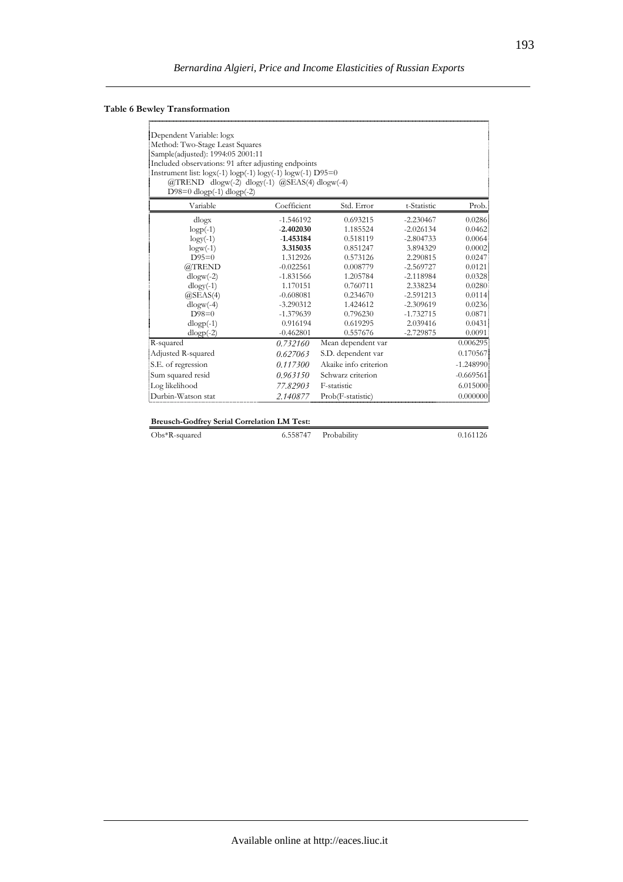**Table 6 Bewley Transformation**

Dependent Variable: logx
Method: Two-Stage Least Squares
Sample(adjusted): 1994:05 2001:11
Included observations: 91 after adjusting endpoints
Instrument list: logx(-1) logp(-1) logy(-1) logw(-1) D95=0
@TREND dlogw(-2) dlogy(-1) @SEAS(4) dlogw(-4)
D98=0 dlogp(-1) dlogp(-2)

| Variable | Coefficient | Std. Error | t-Statistic | Prob. |
|---|---|---|---|---|
| dlogx | -1.546192 | 0.693215 | -2.230467 | 0.0286 |
| logp(-1) | **-2.402030** | 1.185524 | -2.026134 | 0.0462 |
| logy(-1) | **-1.453184** | 0.518119 | -2.804733 | 0.0064 |
| logw(-1) | **3.315035** | 0.851247 | 3.894329 | 0.0002 |
| D95=0 | 1.312926 | 0.573126 | 2.290815 | 0.0247 |
| @TREND | -0.022561 | 0.008779 | -2.569727 | 0.0121 |
| dlogw(-2) | -1.831566 | 1.205784 | -2.118984 | 0.0328 |
| dlogy(-1) | 1.170151 | 0.760711 | 2.338234 | 0.0280 |
| @SEAS(4) | -0.608081 | 0.234670 | -2.591213 | 0.0114 |
| dlogw(-4) | -3.290312 | 1.424612 | -2.309619 | 0.0236 |
| D98=0 | -1.379639 | 0.796230 | -1.732715 | 0.0871 |
| dlogp(-1) | 0.916194 | 0.619295 | 2.039416 | 0.0431 |
| dlogp(-2) | -0.462801 | 0.557676 | -2.729875 | 0.0091 |
| R-squared | *0.732160* | Mean dependent var | | 0.006295 |
| Adjusted R-squared | *0.627063* | S.D. dependent var | | 0.170567 |
| S.E. of regression | *0.117300* | Akaike info criterion | | -1.248990 |
| Sum squared resid | *0.963150* | Schwarz criterion | | -0.669561 |
| Log likelihood | *77.82903* | F-statistic | | 6.015000 |
| Durbin-Watson stat | *2.140877* | Prob(F-statistic) | | 0.000000 |

**Breusch-Godfrey Serial Correlation LM Test:**

| | | | |
|---|---|---|---|
| Obs*R-squared | 6.558747 | Probability | 0.161126 |